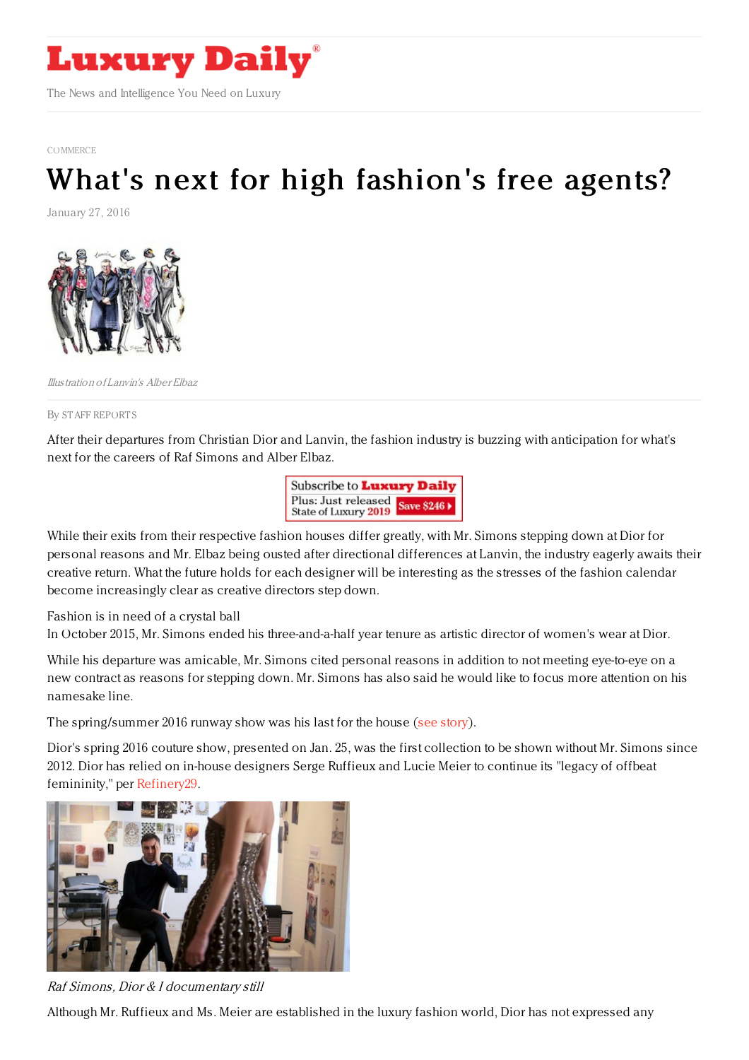# Luxury Daily

The News and Intelligence You Need on Luxury

COMMERCE

# What's next for high fashion's free agents?

January 27, 2016

*Illustration of Lanvin's Alber Elbaz*

By STAFF REPORTS

After their departures from Christian Dior and Lanvin, the fashion industry is buzzing with anticipation for what's next for the careers of Raf Simons and Alber Elbaz.

While their exits from their respective fashion houses differ greatly, with Mr. Simons stepping down at Dior for personal reasons and Mr. Elbaz being ousted after directional differences at Lanvin, the industry eagerly awaits their creative return. What the future holds for each designer will be interesting as the stresses of the fashion calendar become increasingly clear as creative directors step down.

Fashion is in need of a crystal ball

In October 2015, Mr. Simons ended his three-and-a-half year tenure as artistic director of women's wear at Dior.

While his departure was amicable, Mr. Simons cited personal reasons in addition to not meeting eye-to-eye on a new contract as reasons for stepping down. Mr. Simons has also said he would like to focus more attention on his namesake line.

The spring/summer 2016 runway show was his last for the house (see story).

Dior's spring 2016 couture show, presented on Jan. 25, was the first collection to be shown without Mr. Simons since 2012. Dior has relied on in-house designers Serge Ruffieux and Lucie Meier to continue its "legacy of offbeat femininity," per Refinery29.

*Raf Simons, Dior & I documentary still*

Although Mr. Ruffieux and Ms. Meier are established in the luxury fashion world, Dior has not expressed any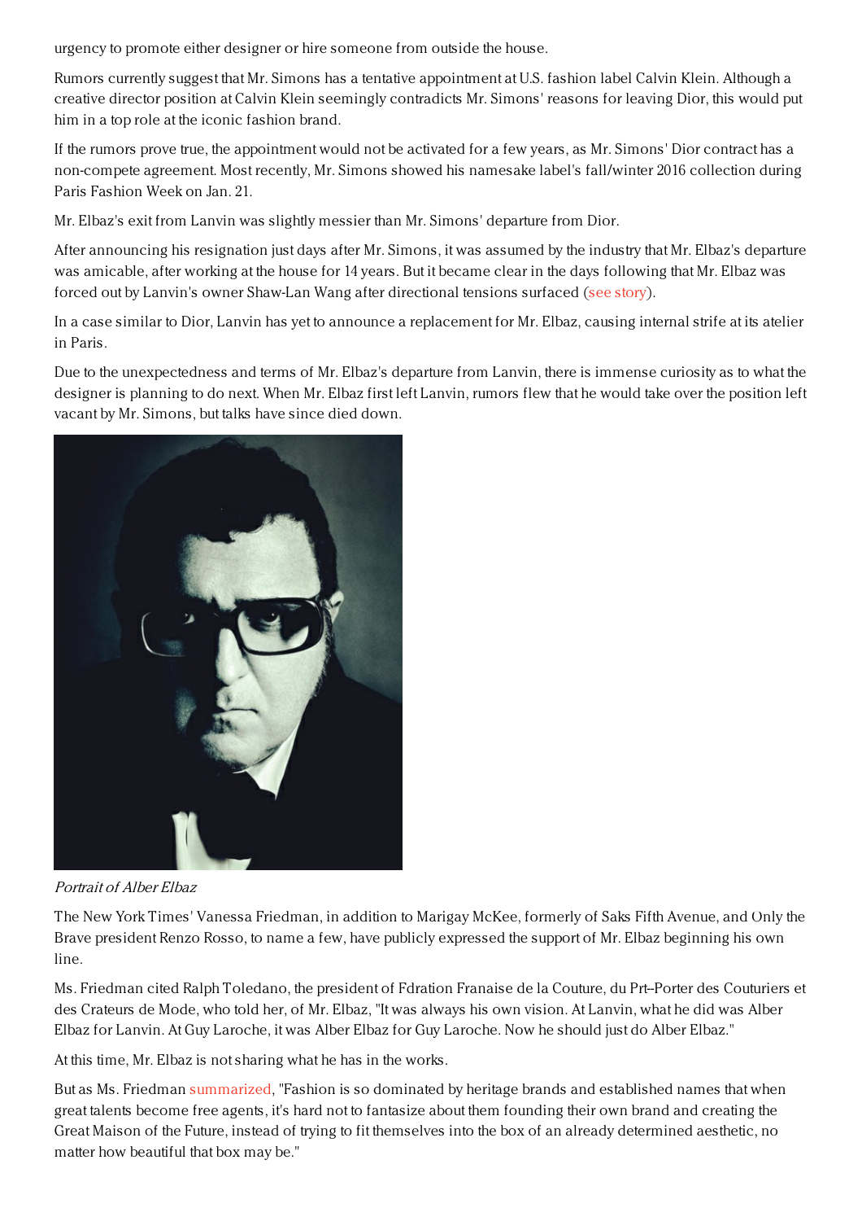urgency to promote either designer or hire someone from outside the house.

Rumors currently suggest that Mr. Simons has a tentative appointment at U.S. fashion label Calvin Klein. Although a creative director position at Calvin Klein seemingly contradicts Mr. Simons' reasons for leaving Dior, this would put him in a top role at the iconic fashion brand.

If the rumors prove true, the appointment would not be activated for a few years, as Mr. Simons' Dior contract has a non-compete agreement. Most recently, Mr. Simons showed his namesake label's fall/winter 2016 collection during Paris Fashion Week on Jan. 21.

Mr. Elbaz's exit from Lanvin was slightly messier than Mr. Simons' departure from Dior.

After announcing his resignation just days after Mr. Simons, it was assumed by the industry that Mr. Elbaz's departure was amicable, after working at the house for 14 years. But it became clear in the days following that Mr. Elbaz was forced out by Lanvin's owner Shaw-Lan Wang after directional tensions surfaced (see story).

In a case similar to Dior, Lanvin has yet to announce a replacement for Mr. Elbaz, causing internal strife at its atelier in Paris.

Due to the unexpectedness and terms of Mr. Elbaz's departure from Lanvin, there is immense curiosity as to what the designer is planning to do next. When Mr. Elbaz first left Lanvin, rumors flew that he would take over the position left vacant by Mr. Simons, but talks have since died down.

*Portrait of Alber Elbaz*

The New York Times' Vanessa Friedman, in addition to Marigay McKee, formerly of Saks Fifth Avenue, and Only the Brave president Renzo Rosso, to name a few, have publicly expressed the support of Mr. Elbaz beginning his own line.

Ms. Friedman cited Ralph Toledano, the president of Fdration Franaise de la Couture, du Prt-Porter des Couturiers et des Crateurs de Mode, who told her, of Mr. Elbaz, "It was always his own vision. At Lanvin, what he did was Alber Elbaz for Lanvin. At Guy Laroche, it was Alber Elbaz for Guy Laroche. Now he should just do Alber Elbaz."

At this time, Mr. Elbaz is not sharing what he has in the works.

But as Ms. Friedman summarized, "Fashion is so dominated by heritage brands and established names that when great talents become free agents, it's hard not to fantasize about them founding their own brand and creating the Great Maison of the Future, instead of trying to fit themselves into the box of an already determined aesthetic, no matter how beautiful that box may be."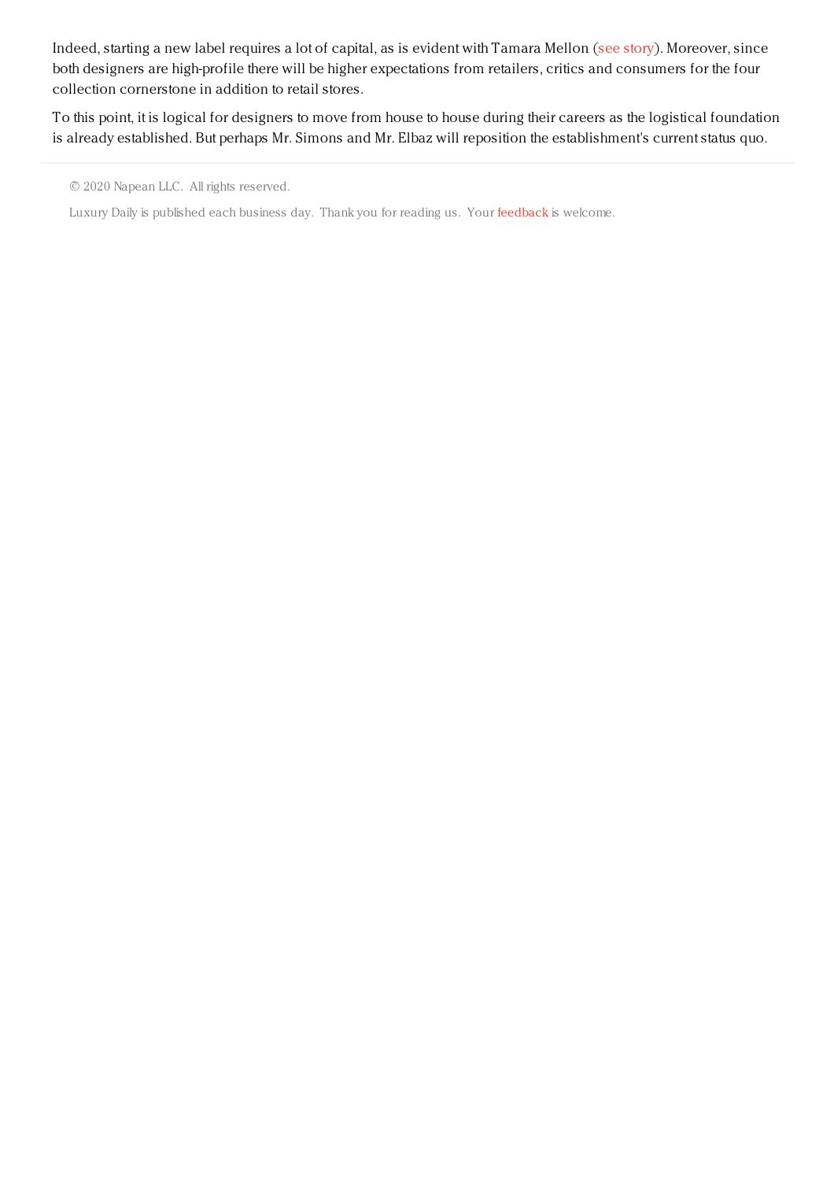Indeed, starting a new label requires a lot of capital, as is evident with Tamara Mellon (see story). Moreover, since both designers are high-profile there will be higher expectations from retailers, critics and consumers for the four collection cornerstone in addition to retail stores.

To this point, it is logical for designers to move from house to house during their careers as the logistical foundation is already established. But perhaps Mr. Simons and Mr. Elbaz will reposition the establishment's current status quo.

© 2020 Napean LLC. All rights reserved.

Luxury Daily is published each business day. Thank you for reading us. Your feedback is welcome.